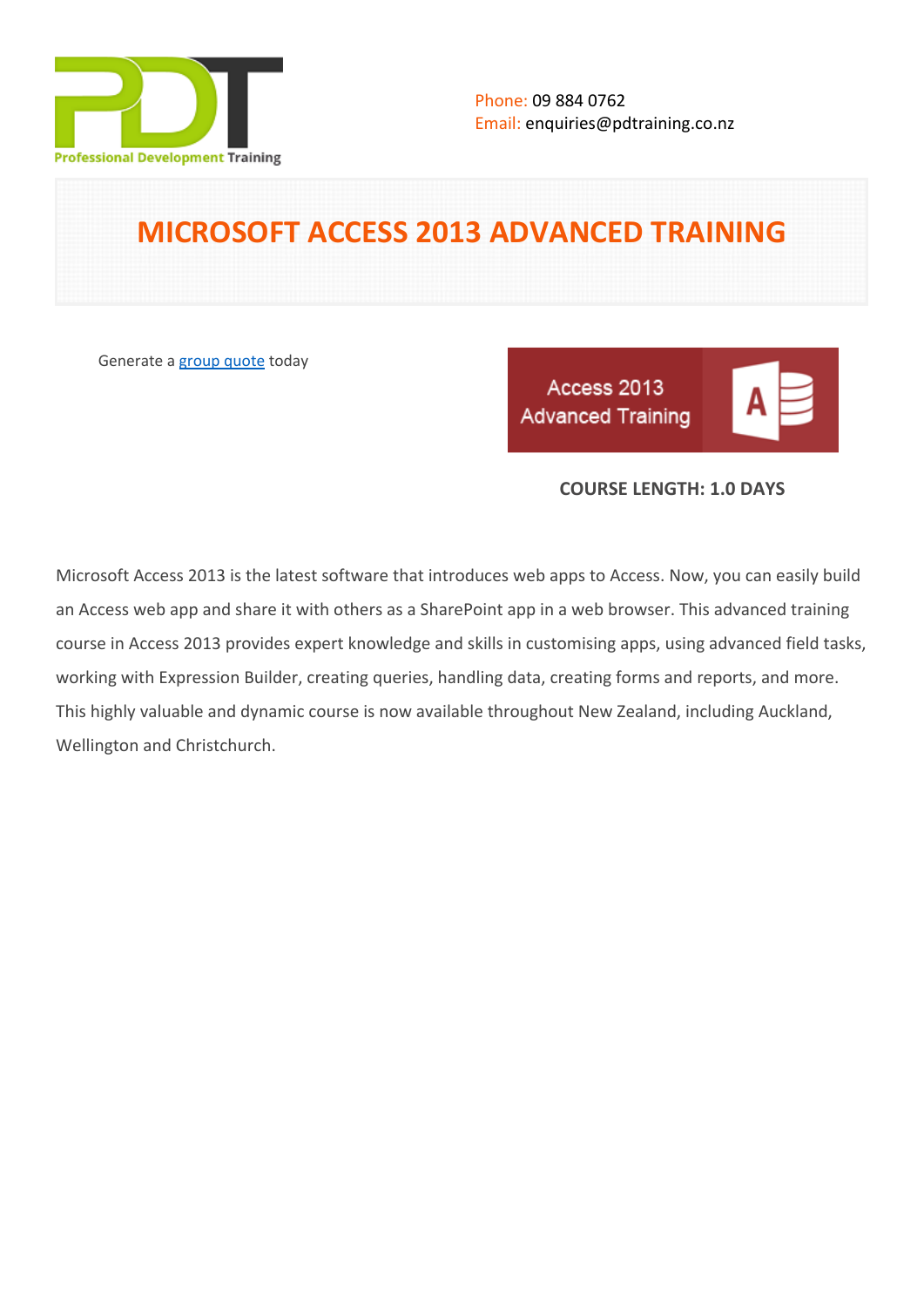Phone: 09 884 0762
Email: enquiries@pdtraining.co.nz

# MICROSOFT ACCESS 2013 ADVANCED TRAINING

Generate a [group quote](group quote) today

**COURSE LENGTH: 1.0 DAYS**

Microsoft Access 2013 is the latest software that introduces web apps to Access. Now, you can easily build an Access web app and share it with others as a SharePoint app in a web browser. This advanced training course in Access 2013 provides expert knowledge and skills in customising apps, using advanced field tasks, working with Expression Builder, creating queries, handling data, creating forms and reports, and more. This highly valuable and dynamic course is now available throughout New Zealand, including Auckland, Wellington and Christchurch.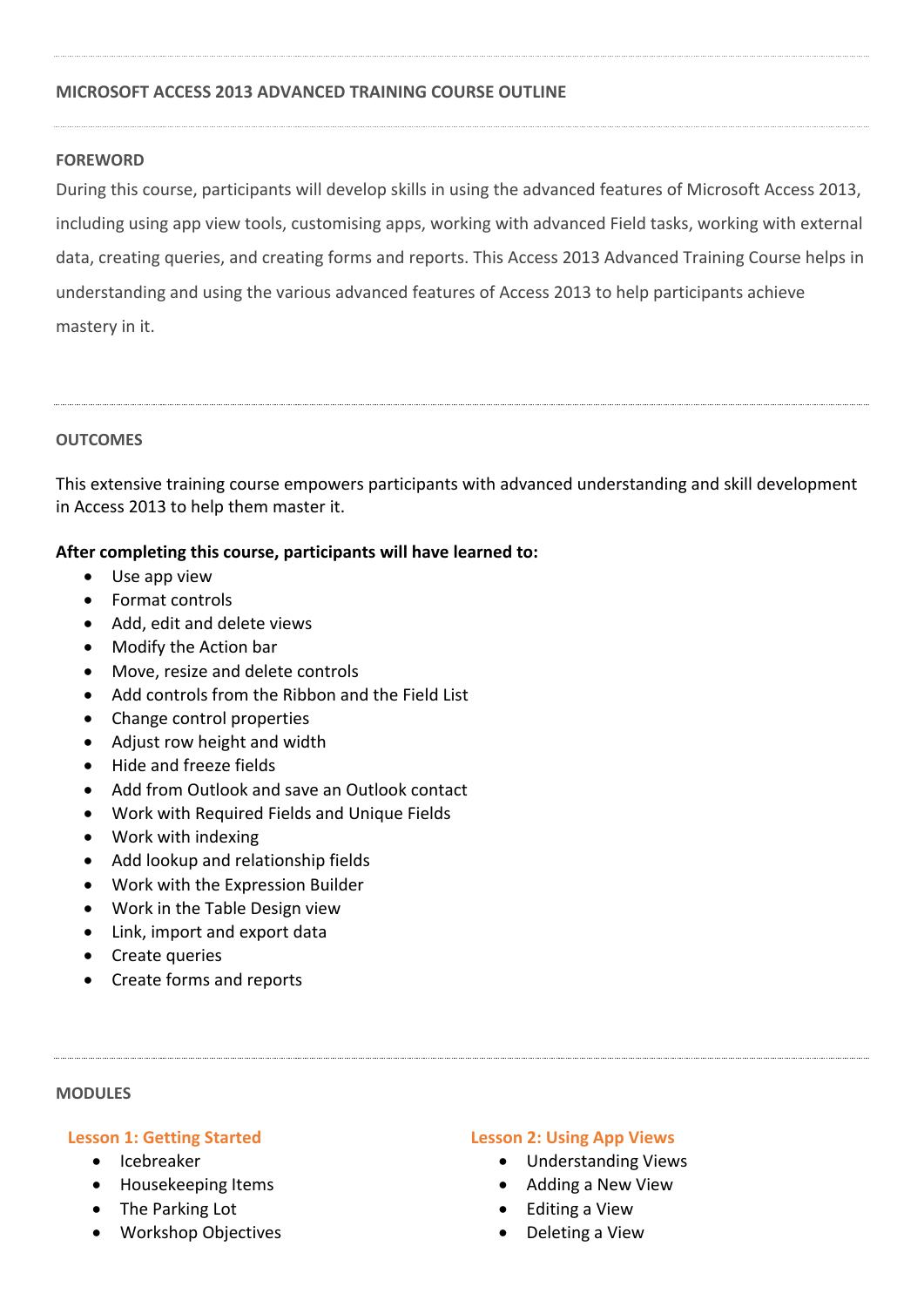# MICROSOFT ACCESS 2013 ADVANCED TRAINING COURSE OUTLINE

## FOREWORD

During this course, participants will develop skills in using the advanced features of Microsoft Access 2013, including using app view tools, customising apps, working with advanced Field tasks, working with external data, creating queries, and creating forms and reports. This Access 2013 Advanced Training Course helps in understanding and using the various advanced features of Access 2013 to help participants achieve mastery in it.

## OUTCOMES

This extensive training course empowers participants with advanced understanding and skill development in Access 2013 to help them master it.

**After completing this course, participants will have learned to:**

- Use app view
- Format controls
- Add, edit and delete views
- Modify the Action bar
- Move, resize and delete controls
- Add controls from the Ribbon and the Field List
- Change control properties
- Adjust row height and width
- Hide and freeze fields
- Add from Outlook and save an Outlook contact
- Work with Required Fields and Unique Fields
- Work with indexing
- Add lookup and relationship fields
- Work with the Expression Builder
- Work in the Table Design view
- Link, import and export data
- Create queries
- Create forms and reports

## MODULES

### Lesson 1: Getting Started

- Icebreaker
- Housekeeping Items
- The Parking Lot
- Workshop Objectives

### Lesson 2: Using App Views

- Understanding Views
- Adding a New View
- Editing a View
- Deleting a View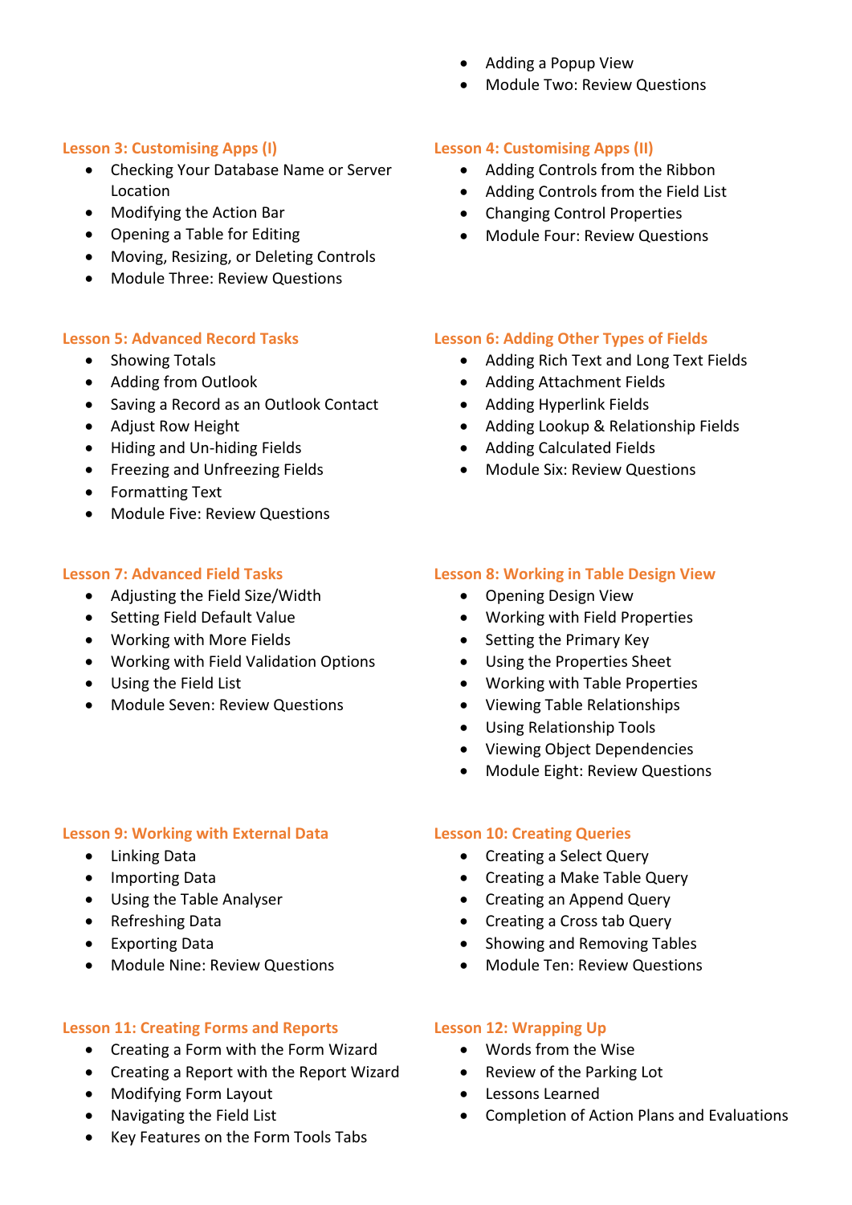- Adding a Popup View
- Module Two: Review Questions

### Lesson 3: Customising Apps (I)

- Checking Your Database Name or Server Location
- Modifying the Action Bar
- Opening a Table for Editing
- Moving, Resizing, or Deleting Controls
- Module Three: Review Questions

### Lesson 4: Customising Apps (II)

- Adding Controls from the Ribbon
- Adding Controls from the Field List
- Changing Control Properties
- Module Four: Review Questions

### Lesson 5: Advanced Record Tasks

- Showing Totals
- Adding from Outlook
- Saving a Record as an Outlook Contact
- Adjust Row Height
- Hiding and Un-hiding Fields
- Freezing and Unfreezing Fields
- Formatting Text
- Module Five: Review Questions

### Lesson 6: Adding Other Types of Fields

- Adding Rich Text and Long Text Fields
- Adding Attachment Fields
- Adding Hyperlink Fields
- Adding Lookup & Relationship Fields
- Adding Calculated Fields
- Module Six: Review Questions

### Lesson 7: Advanced Field Tasks

- Adjusting the Field Size/Width
- Setting Field Default Value
- Working with More Fields
- Working with Field Validation Options
- Using the Field List
- Module Seven: Review Questions

### Lesson 8: Working in Table Design View

- Opening Design View
- Working with Field Properties
- Setting the Primary Key
- Using the Properties Sheet
- Working with Table Properties
- Viewing Table Relationships
- Using Relationship Tools
- Viewing Object Dependencies
- Module Eight: Review Questions

### Lesson 9: Working with External Data

- Linking Data
- Importing Data
- Using the Table Analyser
- Refreshing Data
- Exporting Data
- Module Nine: Review Questions

### Lesson 10: Creating Queries

- Creating a Select Query
- Creating a Make Table Query
- Creating an Append Query
- Creating a Cross tab Query
- Showing and Removing Tables
- Module Ten: Review Questions

### Lesson 11: Creating Forms and Reports

- Creating a Form with the Form Wizard
- Creating a Report with the Report Wizard
- Modifying Form Layout
- Navigating the Field List
- Key Features on the Form Tools Tabs

### Lesson 12: Wrapping Up

- Words from the Wise
- Review of the Parking Lot
- Lessons Learned
- Completion of Action Plans and Evaluations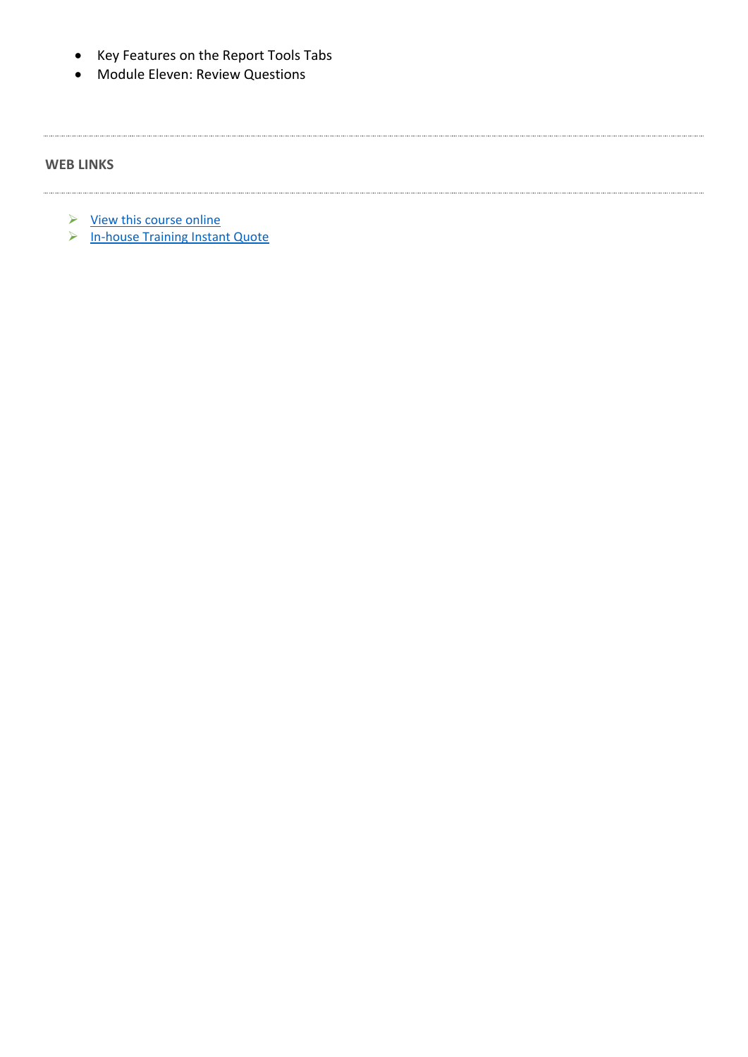- Key Features on the Report Tools Tabs
- Module Eleven: Review Questions

---

**WEB LINKS**

---

- View this course online
- In-house Training Instant Quote